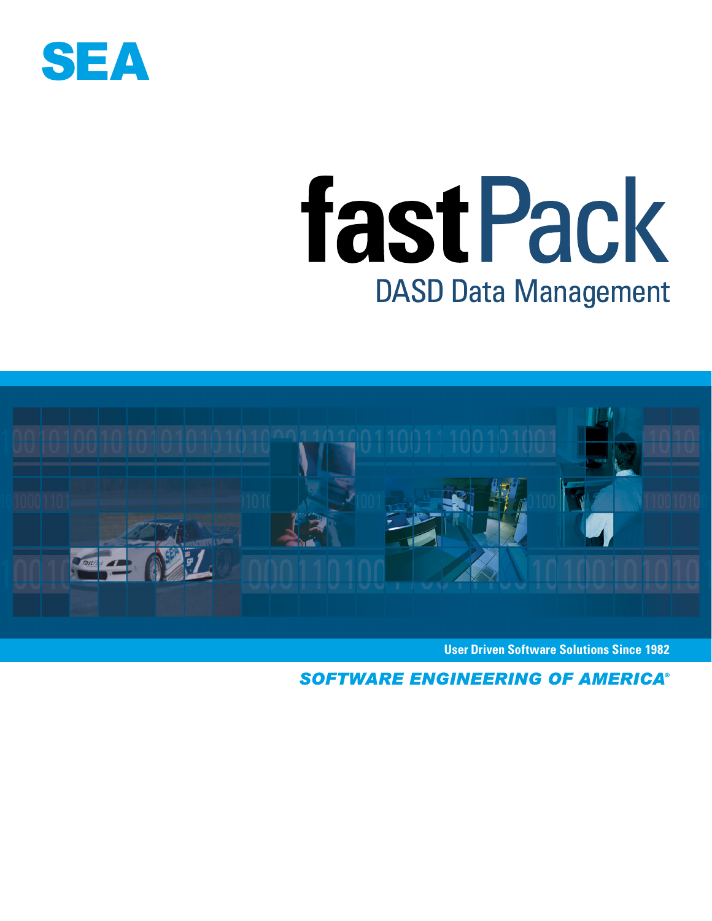SEA

# fastPack

## DASD Data Management

User Driven Software Solutions Since 1982

*SOFTWARE ENGINEERING OF AMERICA®*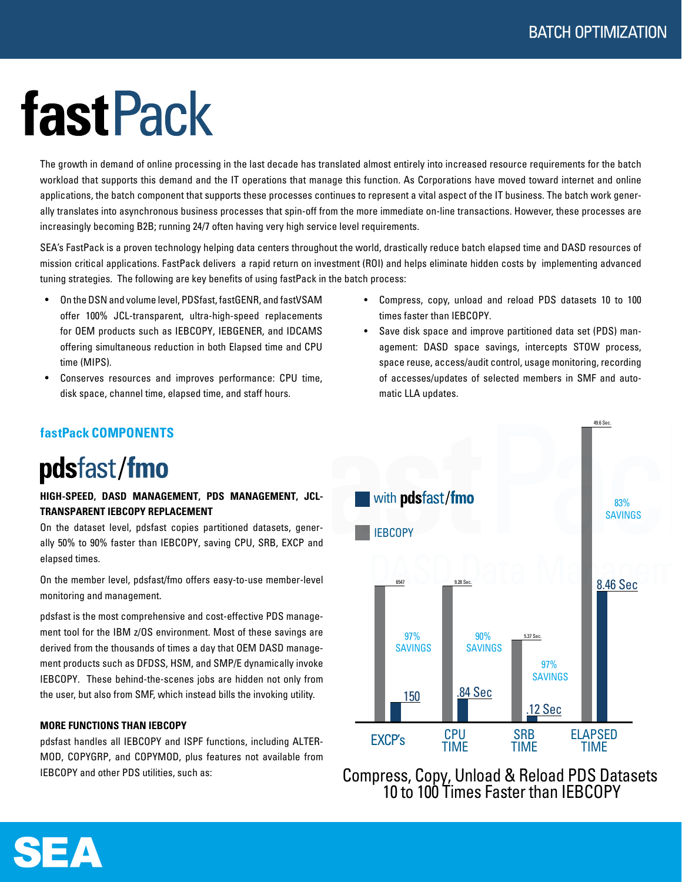# fastPack

The growth in demand of online processing in the last decade has translated almost entirely into increased resource requirements for the batch workload that supports this demand and the IT operations that manage this function. As Corporations have moved toward internet and online applications, the batch component that supports these processes continues to represent a vital aspect of the IT business. The batch work generally translates into asynchronous business processes that spin-off from the more immediate on-line transactions. However, these processes are increasingly becoming B2B; running 24/7 often having very high service level requirements.

SEA's FastPack is a proven technology helping data centers throughout the world, drastically reduce batch elapsed time and DASD resources of mission critical applications. FastPack delivers a rapid return on investment (ROI) and helps eliminate hidden costs by implementing advanced tuning strategies. The following are key benefits of using fastPack in the batch process:

- On the DSN and volume level, PDSfast, fastGENR, and fastVSAM offer 100% JCL-transparent, ultra-high-speed replacements for OEM products such as IEBCOPY, IEBGENER, and IDCAMS offering simultaneous reduction in both Elapsed time and CPU time (MIPS).
- Conserves resources and improves performance: CPU time, disk space, channel time, elapsed time, and staff hours.
- Compress, copy, unload and reload PDS datasets 10 to 100 times faster than IEBCOPY.
- Save disk space and improve partitioned data set (PDS) management: DASD space savings, intercepts STOW process, space reuse, access/audit control, usage monitoring, recording of accesses/updates of selected members in SMF and automatic LLA updates.

## fastPack COMPONENTS

## pdsfast/fmo

**HIGH-SPEED, DASD MANAGEMENT, PDS MANAGEMENT, JCL-TRANSPARENT IEBCOPY REPLACEMENT**

On the dataset level, pdsfast copies partitioned datasets, generally 50% to 90% faster than IEBCOPY, saving CPU, SRB, EXCP and elapsed times.

On the member level, pdsfast/fmo offers easy-to-use member-level monitoring and management.

pdsfast is the most comprehensive and cost-effective PDS management tool for the IBM z/OS environment. Most of these savings are derived from the thousands of times a day that OEM DASD management products such as DFDSS, HSM, and SMP/E dynamically invoke IEBCOPY. These behind-the-scenes jobs are hidden not only from the user, but also from SMF, which instead bills the invoking utility.

**MORE FUNCTIONS THAN IEBCOPY**

pdsfast handles all IEBCOPY and ISPF functions, including ALTERMOD, COPYGRP, and COPYMOD, plus features not available from IEBCOPY and other PDS utilities, such as:

| | IEBCOPY | with pdsfast/fmo | Savings |
|---|---|---|---|
| EXCP's | 6547 | 150 | 97% |
| CPU TIME | 9.28 Sec. | .84 Sec | 90% |
| SRB TIME | 5.37 Sec. | .12 Sec | 97% |
| ELAPSED TIME | 49.6 Sec. | 8.46 Sec | 83% |

Compress, Copy, Unload & Reload PDS Datasets 10 to 100 Times Faster than IEBCOPY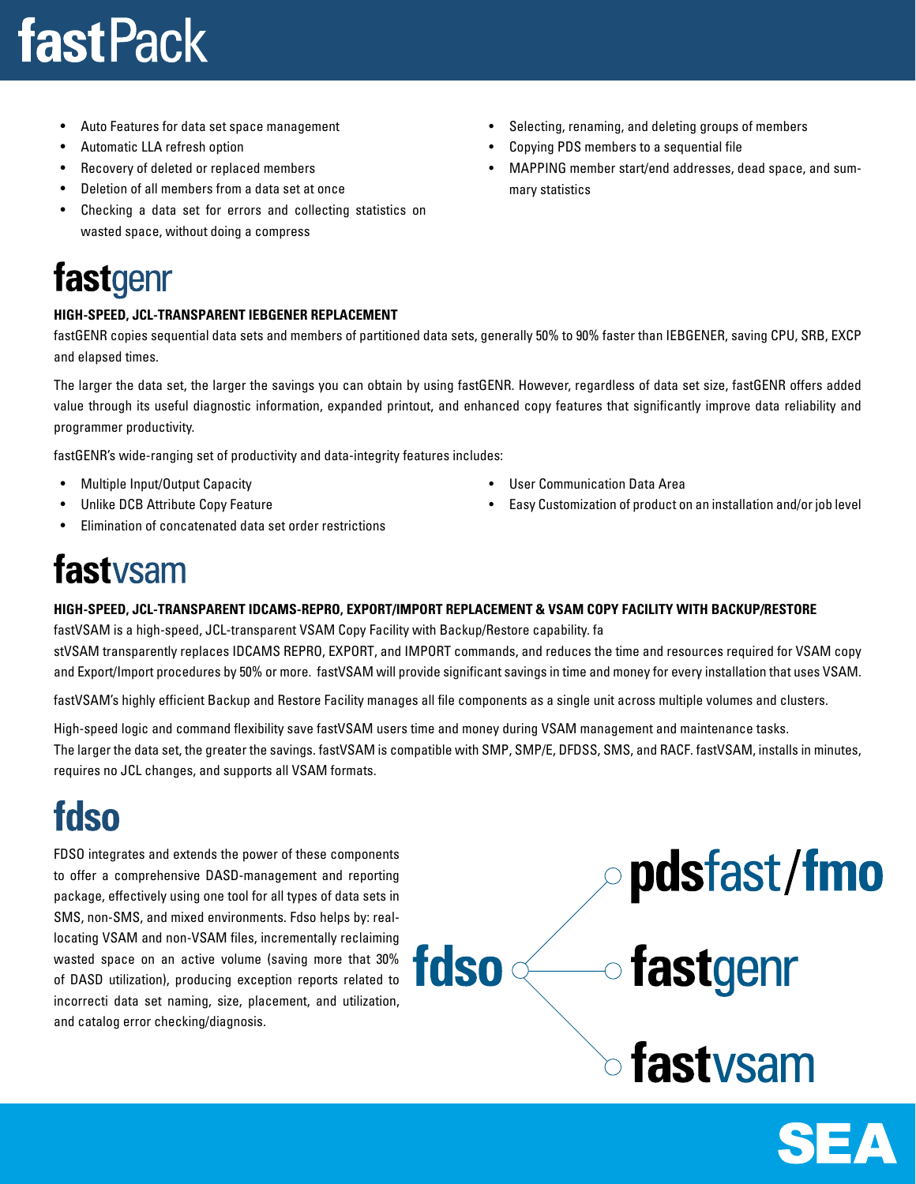# fastPack

- Auto Features for data set space management
- Automatic LLA refresh option
- Recovery of deleted or replaced members
- Deletion of all members from a data set at once
- Checking a data set for errors and collecting statistics on wasted space, without doing a compress
- Selecting, renaming, and deleting groups of members
- Copying PDS members to a sequential file
- MAPPING member start/end addresses, dead space, and summary statistics

## fastgenr

**HIGH-SPEED, JCL-TRANSPARENT IEBGENER REPLACEMENT**

fastGENR copies sequential data sets and members of partitioned data sets, generally 50% to 90% faster than IEBGENER, saving CPU, SRB, EXCP and elapsed times.

The larger the data set, the larger the savings you can obtain by using fastGENR. However, regardless of data set size, fastGENR offers added value through its useful diagnostic information, expanded printout, and enhanced copy features that significantly improve data reliability and programmer productivity.

fastGENR's wide-ranging set of productivity and data-integrity features includes:

- Multiple Input/Output Capacity
- Unlike DCB Attribute Copy Feature
- Elimination of concatenated data set order restrictions
- User Communication Data Area
- Easy Customization of product on an installation and/or job level

## fastvsam

**HIGH-SPEED, JCL-TRANSPARENT IDCAMS-REPRO, EXPORT/IMPORT REPLACEMENT & VSAM COPY FACILITY WITH BACKUP/RESTORE**

fastVSAM is a high-speed, JCL-transparent VSAM Copy Facility with Backup/Restore capability. fa stVSAM transparently replaces IDCAMS REPRO, EXPORT, and IMPORT commands, and reduces the time and resources required for VSAM copy and Export/Import procedures by 50% or more. fastVSAM will provide significant savings in time and money for every installation that uses VSAM.

fastVSAM's highly efficient Backup and Restore Facility manages all file components as a single unit across multiple volumes and clusters.

High-speed logic and command flexibility save fastVSAM users time and money during VSAM management and maintenance tasks. The larger the data set, the greater the savings. fastVSAM is compatible with SMP, SMP/E, DFDSS, SMS, and RACF. fastVSAM, installs in minutes, requires no JCL changes, and supports all VSAM formats.

## fdso

FDSO integrates and extends the power of these components to offer a comprehensive DASD-management and reporting package, effectively using one tool for all types of data sets in SMS, non-SMS, and mixed environments. Fdso helps by: reallocating VSAM and non-VSAM files, incrementally reclaiming wasted space on an active volume (saving more that 30% of DASD utilization), producing exception reports related to incorrecti data set naming, size, placement, and utilization, and catalog error checking/diagnosis.

fdso → pdsfast/fmo, fastgenr, fastvsam

SEA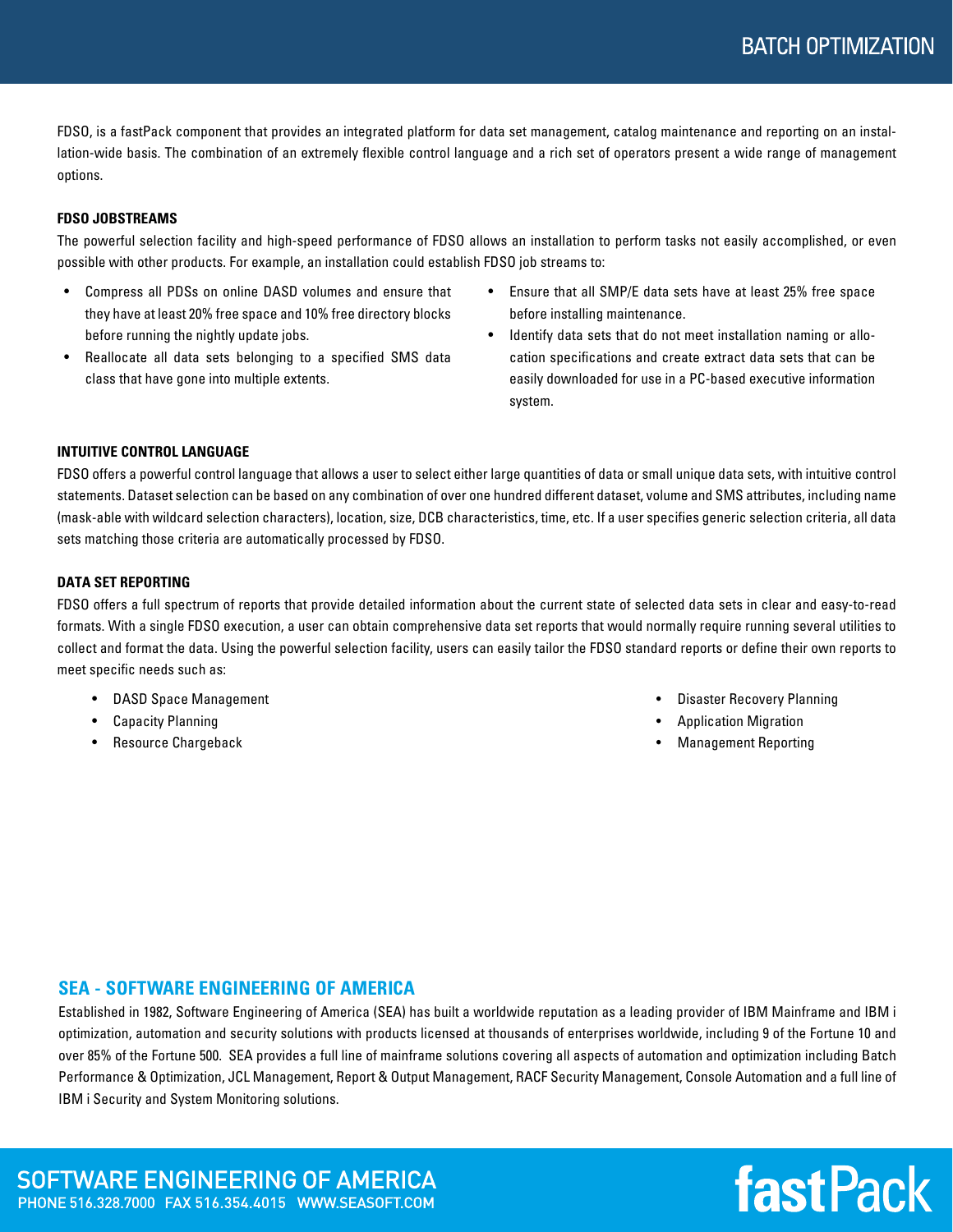FDSO, is a fastPack component that provides an integrated platform for data set management, catalog maintenance and reporting on an installation-wide basis. The combination of an extremely flexible control language and a rich set of operators present a wide range of management options.

#### FDSO JOBSTREAMS

The powerful selection facility and high-speed performance of FDSO allows an installation to perform tasks not easily accomplished, or even possible with other products. For example, an installation could establish FDSO job streams to:

- Compress all PDSs on online DASD volumes and ensure that they have at least 20% free space and 10% free directory blocks before running the nightly update jobs.
- Reallocate all data sets belonging to a specified SMS data class that have gone into multiple extents.
- Ensure that all SMP/E data sets have at least 25% free space before installing maintenance.
- Identify data sets that do not meet installation naming or allocation specifications and create extract data sets that can be easily downloaded for use in a PC-based executive information system.

#### INTUITIVE CONTROL LANGUAGE

FDSO offers a powerful control language that allows a user to select either large quantities of data or small unique data sets, with intuitive control statements. Dataset selection can be based on any combination of over one hundred different dataset, volume and SMS attributes, including name (mask-able with wildcard selection characters), location, size, DCB characteristics, time, etc. If a user specifies generic selection criteria, all data sets matching those criteria are automatically processed by FDSO.

#### DATA SET REPORTING

FDSO offers a full spectrum of reports that provide detailed information about the current state of selected data sets in clear and easy-to-read formats. With a single FDSO execution, a user can obtain comprehensive data set reports that would normally require running several utilities to collect and format the data. Using the powerful selection facility, users can easily tailor the FDSO standard reports or define their own reports to meet specific needs such as:

- DASD Space Management
- Capacity Planning
- Resource Chargeback
- Disaster Recovery Planning
- Application Migration
- Management Reporting

## SEA - SOFTWARE ENGINEERING OF AMERICA

Established in 1982, Software Engineering of America (SEA) has built a worldwide reputation as a leading provider of IBM Mainframe and IBM i optimization, automation and security solutions with products licensed at thousands of enterprises worldwide, including 9 of the Fortune 10 and over 85% of the Fortune 500. SEA provides a full line of mainframe solutions covering all aspects of automation and optimization including Batch Performance & Optimization, JCL Management, Report & Output Management, RACF Security Management, Console Automation and a full line of IBM i Security and System Monitoring solutions.

SOFTWARE ENGINEERING OF AMERICA

PHONE 516.328.7000 FAX 516.354.4015 WWW.SEASOFT.COM

fastPack